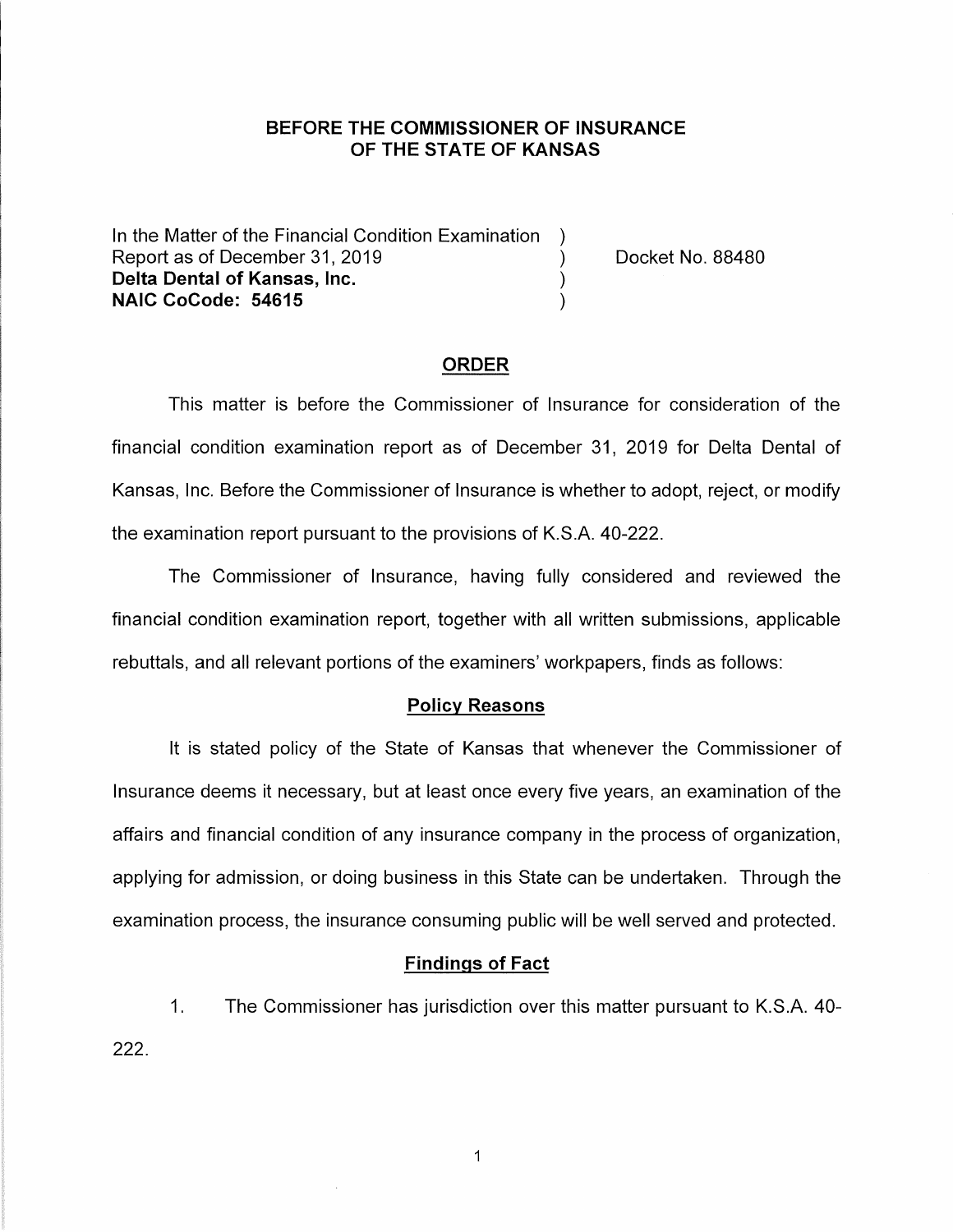# BEFORE THE COMMISSIONER OF INSURANCE OF THE STATE OF KANSAS

In the Matter of the Financial Condition Examination )
Report as of December 31, 2019 ) Docket No. 88480
**Delta Dental of Kansas, Inc.** )
**NAIC CoCode: 54615** )

## ORDER

This matter is before the Commissioner of Insurance for consideration of the financial condition examination report as of December 31, 2019 for Delta Dental of Kansas, Inc. Before the Commissioner of Insurance is whether to adopt, reject, or modify the examination report pursuant to the provisions of K.S.A. 40-222.

The Commissioner of Insurance, having fully considered and reviewed the financial condition examination report, together with all written submissions, applicable rebuttals, and all relevant portions of the examiners' workpapers, finds as follows:

### Policy Reasons

It is stated policy of the State of Kansas that whenever the Commissioner of Insurance deems it necessary, but at least once every five years, an examination of the affairs and financial condition of any insurance company in the process of organization, applying for admission, or doing business in this State can be undertaken. Through the examination process, the insurance consuming public will be well served and protected.

### Findings of Fact

1. The Commissioner has jurisdiction over this matter pursuant to K.S.A. 40-222.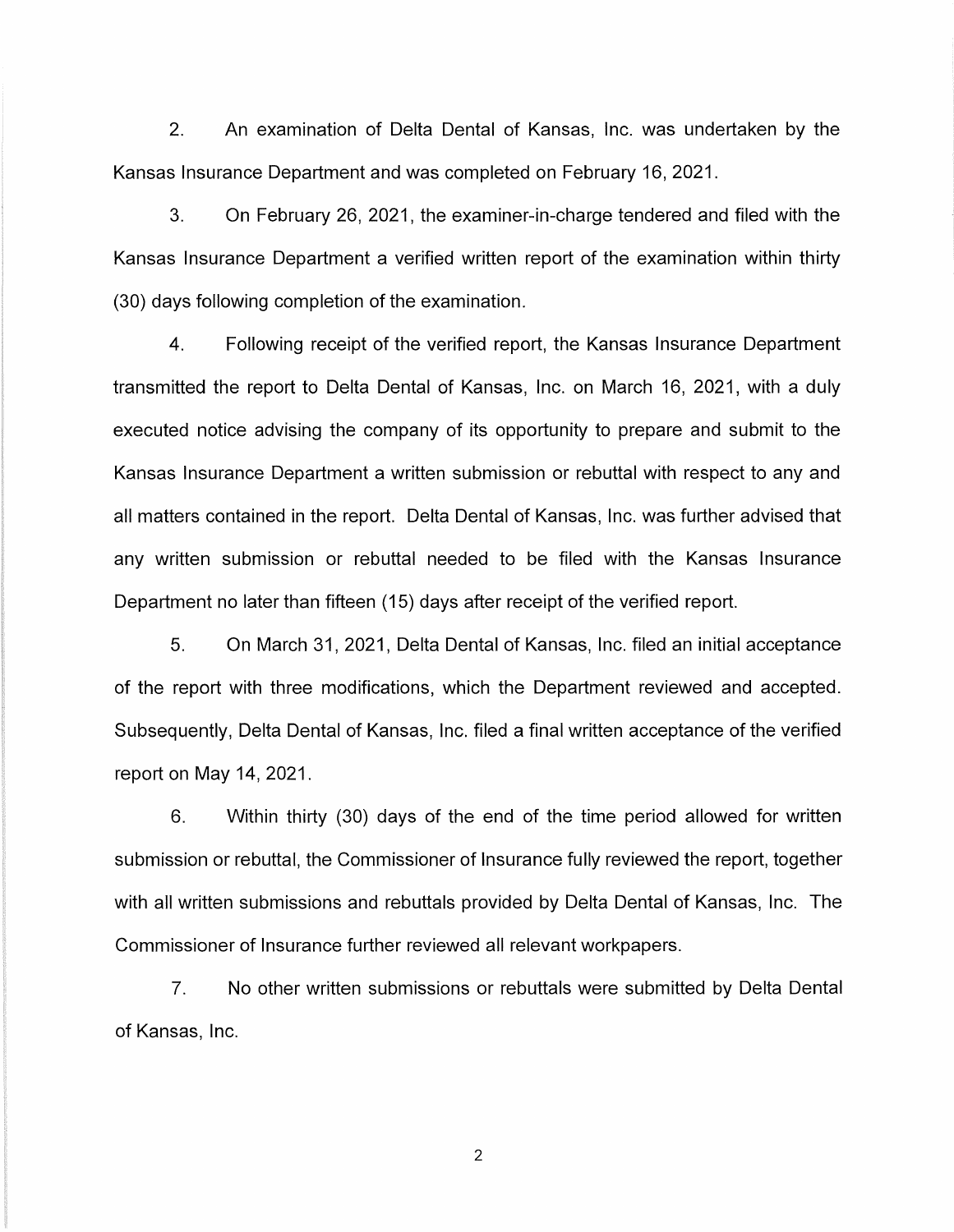2. An examination of Delta Dental of Kansas, Inc. was undertaken by the Kansas Insurance Department and was completed on February 16, 2021.

3. On February 26, 2021, the examiner-in-charge tendered and filed with the Kansas Insurance Department a verified written report of the examination within thirty (30) days following completion of the examination.

4. Following receipt of the verified report, the Kansas Insurance Department transmitted the report to Delta Dental of Kansas, Inc. on March 16, 2021, with a duly executed notice advising the company of its opportunity to prepare and submit to the Kansas Insurance Department a written submission or rebuttal with respect to any and all matters contained in the report. Delta Dental of Kansas, Inc. was further advised that any written submission or rebuttal needed to be filed with the Kansas Insurance Department no later than fifteen (15) days after receipt of the verified report.

5. On March 31, 2021, Delta Dental of Kansas, Inc. filed an initial acceptance of the report with three modifications, which the Department reviewed and accepted. Subsequently, Delta Dental of Kansas, Inc. filed a final written acceptance of the verified report on May 14, 2021.

6. Within thirty (30) days of the end of the time period allowed for written submission or rebuttal, the Commissioner of Insurance fully reviewed the report, together with all written submissions and rebuttals provided by Delta Dental of Kansas, Inc. The Commissioner of Insurance further reviewed all relevant workpapers.

7. No other written submissions or rebuttals were submitted by Delta Dental of Kansas, Inc.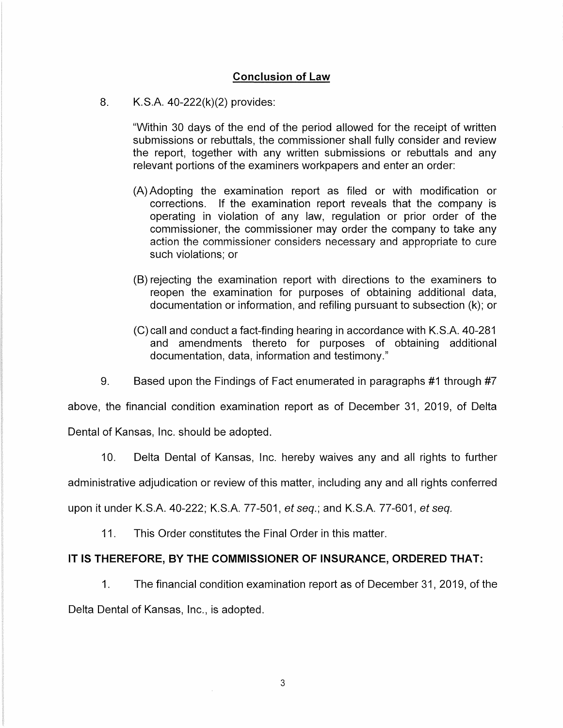## Conclusion of Law

8. K.S.A. 40-222(k)(2) provides:

> "Within 30 days of the end of the period allowed for the receipt of written submissions or rebuttals, the commissioner shall fully consider and review the report, together with any written submissions or rebuttals and any relevant portions of the examiners workpapers and enter an order:
>
> (A) Adopting the examination report as filed or with modification or corrections. If the examination report reveals that the company is operating in violation of any law, regulation or prior order of the commissioner, the commissioner may order the company to take any action the commissioner considers necessary and appropriate to cure such violations; or
>
> (B) rejecting the examination report with directions to the examiners to reopen the examination for purposes of obtaining additional data, documentation or information, and refiling pursuant to subsection (k); or
>
> (C) call and conduct a fact-finding hearing in accordance with K.S.A. 40-281 and amendments thereto for purposes of obtaining additional documentation, data, information and testimony."

9. Based upon the Findings of Fact enumerated in paragraphs #1 through #7 above, the financial condition examination report as of December 31, 2019, of Delta Dental of Kansas, Inc. should be adopted.

10. Delta Dental of Kansas, Inc. hereby waives any and all rights to further administrative adjudication or review of this matter, including any and all rights conferred upon it under K.S.A. 40-222; K.S.A. 77-501, *et seq.*; and K.S.A. 77-601, *et seq.*

11. This Order constitutes the Final Order in this matter.

**IT IS THEREFORE, BY THE COMMISSIONER OF INSURANCE, ORDERED THAT:**

1. The financial condition examination report as of December 31, 2019, of the Delta Dental of Kansas, Inc., is adopted.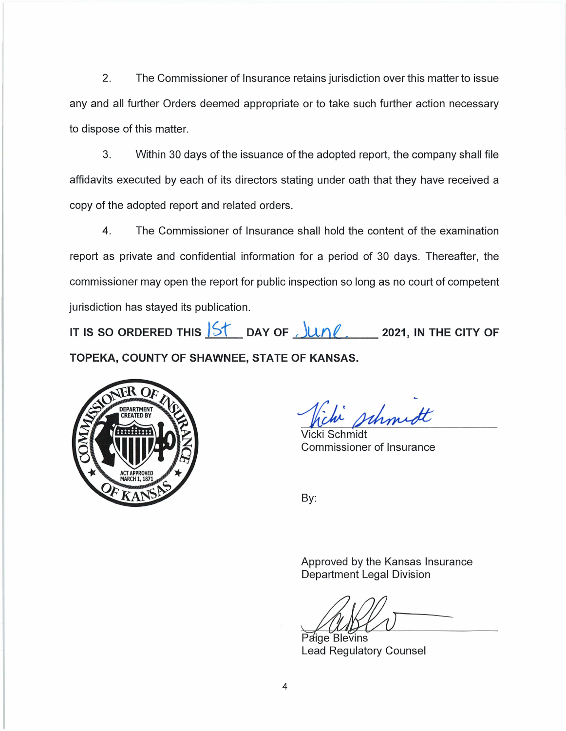2. The Commissioner of Insurance retains jurisdiction over this matter to issue any and all further Orders deemed appropriate or to take such further action necessary to dispose of this matter.

3. Within 30 days of the issuance of the adopted report, the company shall file affidavits executed by each of its directors stating under oath that they have received a copy of the adopted report and related orders.

4. The Commissioner of Insurance shall hold the content of the examination report as private and confidential information for a period of 30 days. Thereafter, the commissioner may open the report for public inspection so long as no court of competent jurisdiction has stayed its publication.

**IT IS SO ORDERED THIS 1st DAY OF June, 2021, IN THE CITY OF TOPEKA, COUNTY OF SHAWNEE, STATE OF KANSAS.**

Vicki Schmidt
Commissioner of Insurance

By:

Approved by the Kansas Insurance Department Legal Division

Paige Blevins
Lead Regulatory Counsel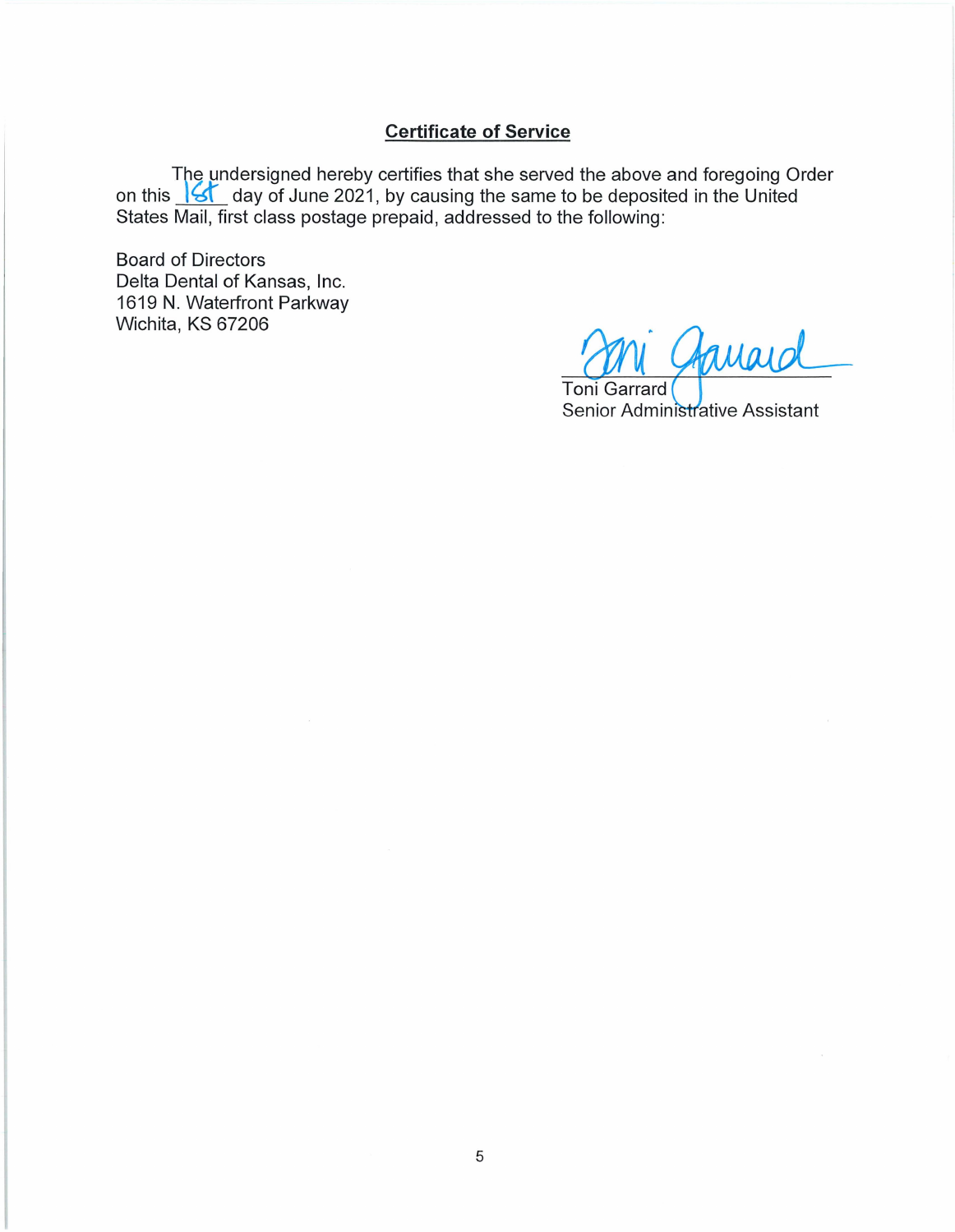## Certificate of Service

The undersigned hereby certifies that she served the above and foregoing Order on this 1st day of June 2021, by causing the same to be deposited in the United States Mail, first class postage prepaid, addressed to the following:

Board of Directors
Delta Dental of Kansas, Inc.
1619 N. Waterfront Parkway
Wichita, KS 67206

Toni Garrard
Senior Administrative Assistant